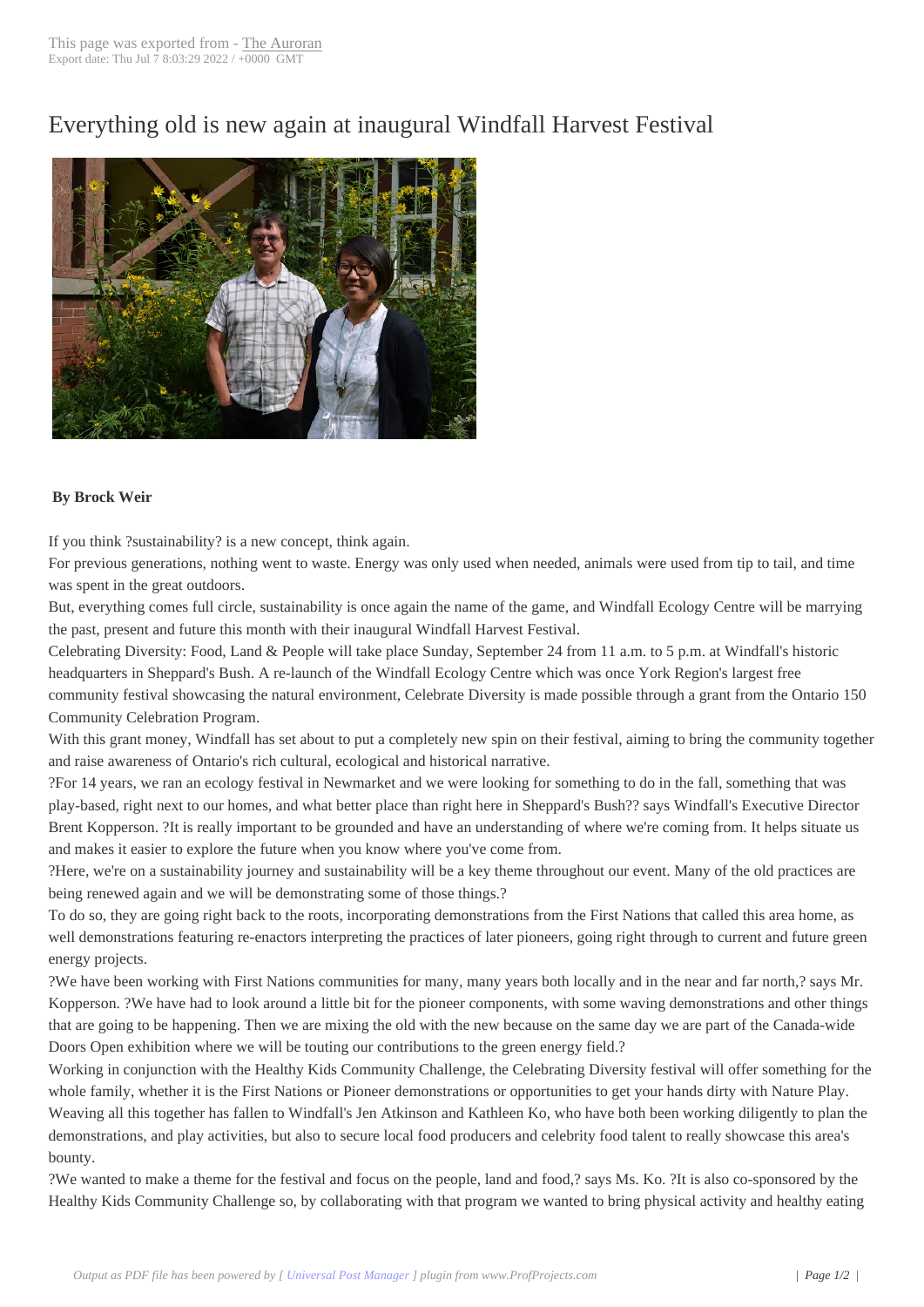# Everything old is new again at inaugural Windfall Harvest Festival

**By Brock Weir**

If you think ?sustainability? is a new concept, think again.

For previous generations, nothing went to waste. Energy was only used when needed, animals were used from tip to tail, and time was spent in the great outdoors.

But, everything comes full circle, sustainability is once again the name of the game, and Windfall Ecology Centre will be marrying the past, present and future this month with their inaugural Windfall Harvest Festival.

Celebrating Diversity: Food, Land & People will take place Sunday, September 24 from 11 a.m. to 5 p.m. at Windfall's historic headquarters in Sheppard's Bush. A re-launch of the Windfall Ecology Centre which was once York Region's largest free community festival showcasing the natural environment, Celebrate Diversity is made possible through a grant from the Ontario 150 Community Celebration Program.

With this grant money, Windfall has set about to put a completely new spin on their festival, aiming to bring the community together and raise awareness of Ontario's rich cultural, ecological and historical narrative.

?For 14 years, we ran an ecology festival in Newmarket and we were looking for something to do in the fall, something that was play-based, right next to our homes, and what better place than right here in Sheppard's Bush?? says Windfall's Executive Director Brent Kopperson. ?It is really important to be grounded and have an understanding of where we're coming from. It helps situate us and makes it easier to explore the future when you know where you've come from.

?Here, we're on a sustainability journey and sustainability will be a key theme throughout our event. Many of the old practices are being renewed again and we will be demonstrating some of those things.?

To do so, they are going right back to the roots, incorporating demonstrations from the First Nations that called this area home, as well demonstrations featuring re-enactors interpreting the practices of later pioneers, going right through to current and future green energy projects.

?We have been working with First Nations communities for many, many years both locally and in the near and far north,? says Mr. Kopperson. ?We have had to look around a little bit for the pioneer components, with some waving demonstrations and other things that are going to be happening. Then we are mixing the old with the new because on the same day we are part of the Canada-wide Doors Open exhibition where we will be touting our contributions to the green energy field.?

Working in conjunction with the Healthy Kids Community Challenge, the Celebrating Diversity festival will offer something for the whole family, whether it is the First Nations or Pioneer demonstrations or opportunities to get your hands dirty with Nature Play.

Weaving all this together has fallen to Windfall's Jen Atkinson and Kathleen Ko, who have both been working diligently to plan the demonstrations, and play activities, but also to secure local food producers and celebrity food talent to really showcase this area's bounty.

?We wanted to make a theme for the festival and focus on the people, land and food,? says Ms. Ko. ?It is also co-sponsored by the Healthy Kids Community Challenge so, by collaborating with that program we wanted to bring physical activity and healthy eating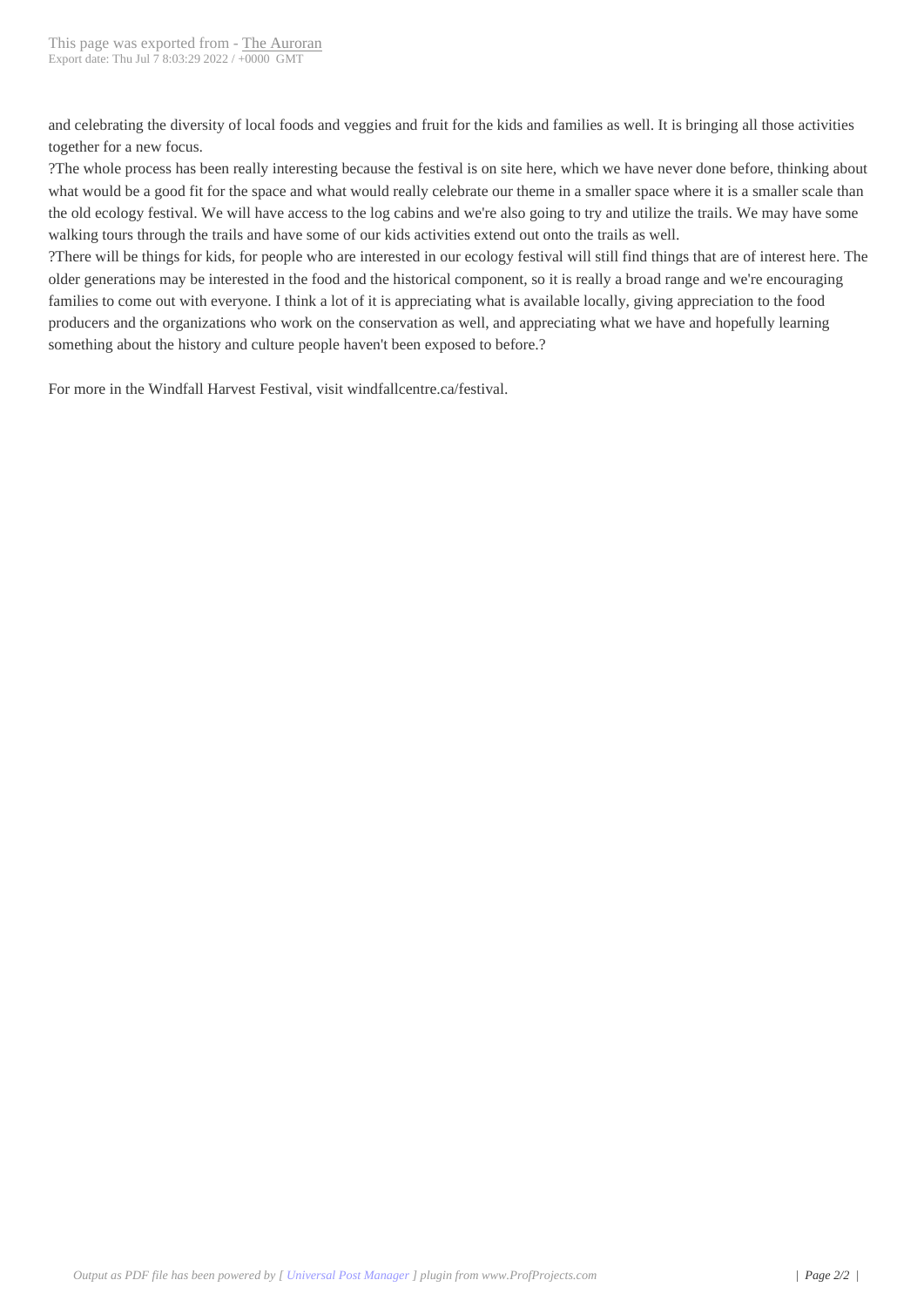and celebrating the diversity of local foods and veggies and fruit for the kids and families as well. It is bringing all those activities together for a new focus.

?The whole process has been really interesting because the festival is on site here, which we have never done before, thinking about what would be a good fit for the space and what would really celebrate our theme in a smaller space where it is a smaller scale than the old ecology festival. We will have access to the log cabins and we're also going to try and utilize the trails. We may have some walking tours through the trails and have some of our kids activities extend out onto the trails as well.

?There will be things for kids, for people who are interested in our ecology festival will still find things that are of interest here. The older generations may be interested in the food and the historical component, so it is really a broad range and we're encouraging families to come out with everyone. I think a lot of it is appreciating what is available locally, giving appreciation to the food producers and the organizations who work on the conservation as well, and appreciating what we have and hopefully learning something about the history and culture people haven't been exposed to before.?

For more in the Windfall Harvest Festival, visit windfallcentre.ca/festival.